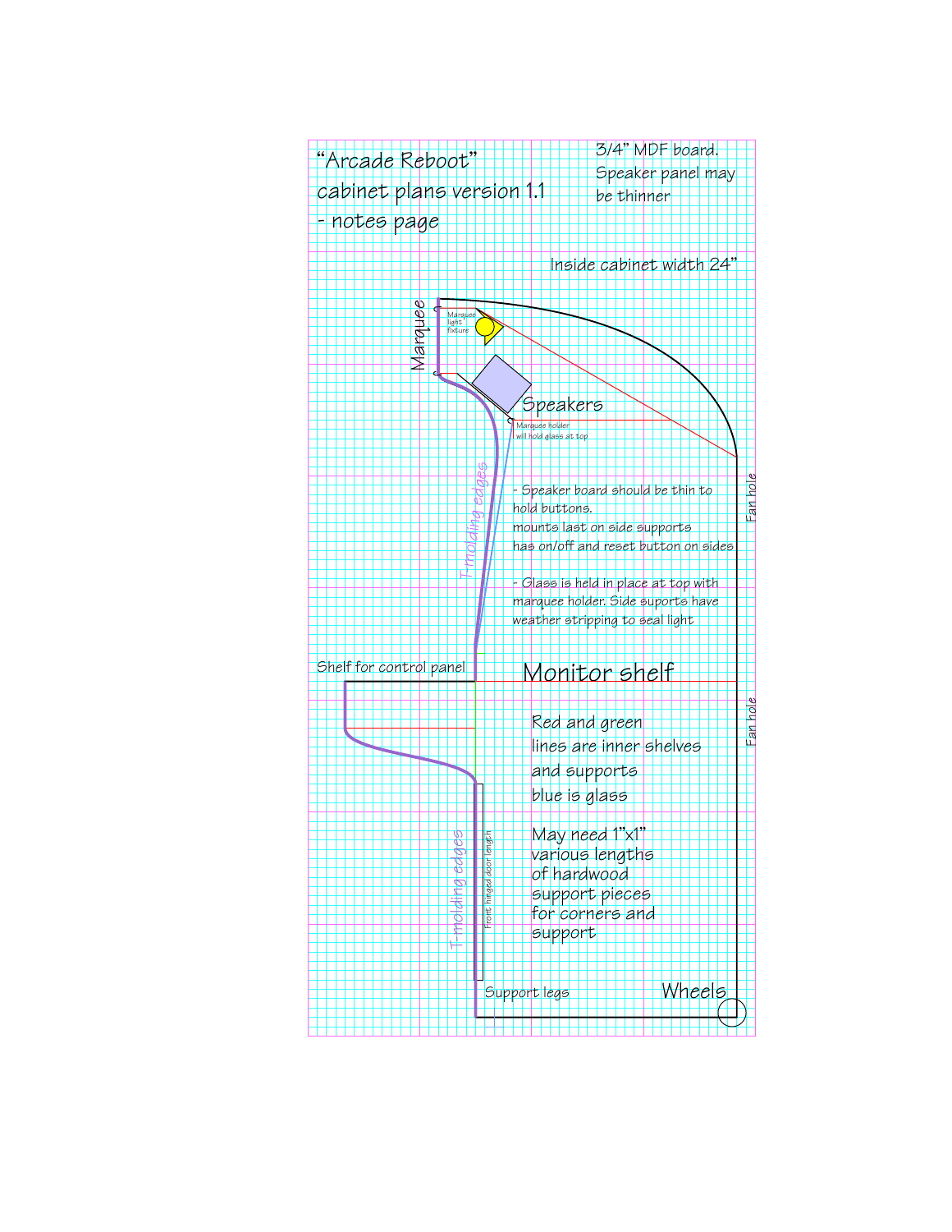# "Arcade Reboot" cabinet plans version 1.1 - notes page

3/4" MDF board. Speaker panel may be thinner

Inside cabinet width 24"

Marquee

Marquee light fixture

Speakers

Marquee holder will hold glass at top

T-molding edges

Fan hole

- Speaker board should be thin to hold buttons. mounts last on side supports has on/off and reset button on sides

- Glass is held in place at top with marquee holder. Side suports have weather stripping to seal light

Shelf for control panel

Monitor shelf

Fan hole

Red and green lines are inner shelves and supports blue is glass

T-molding edges

Front hinged door length

May need 1"x1" various lengths of hardwood support pieces for corners and support

Support legs

Wheels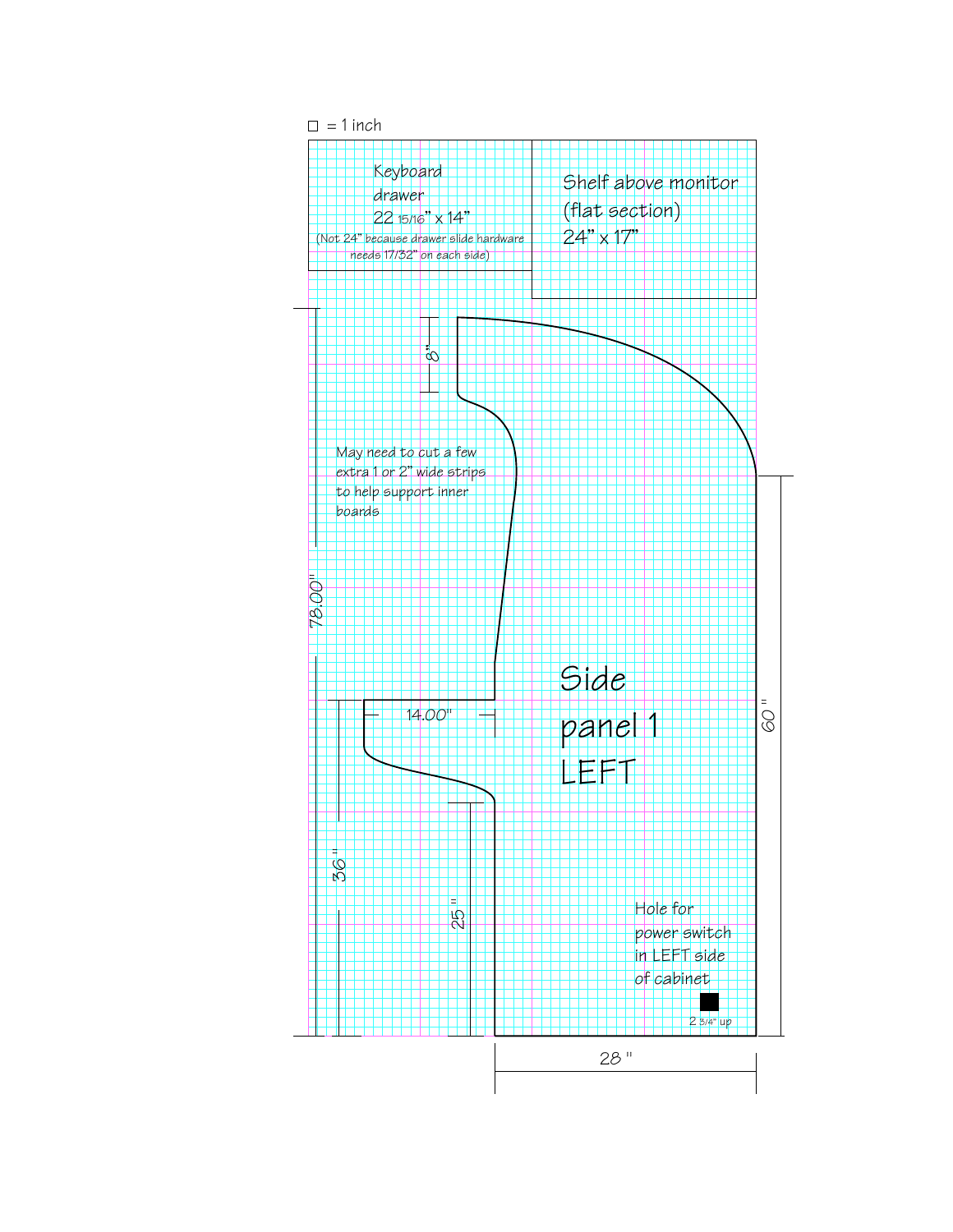☐ = 1 inch

Keyboard drawer
22 15/16" x 14"
(Not 24" because drawer slide hardware needs 17/32" on each side)

Shelf above monitor
(flat section)
24" x 17"

8"

May need to cut a few extra 1 or 2" wide strips to help support inner boards

78.00"

14.00"

Side
panel 1
LEFT

60"

36"

25"

Hole for power switch in LEFT side of cabinet

2 3/4" up

28"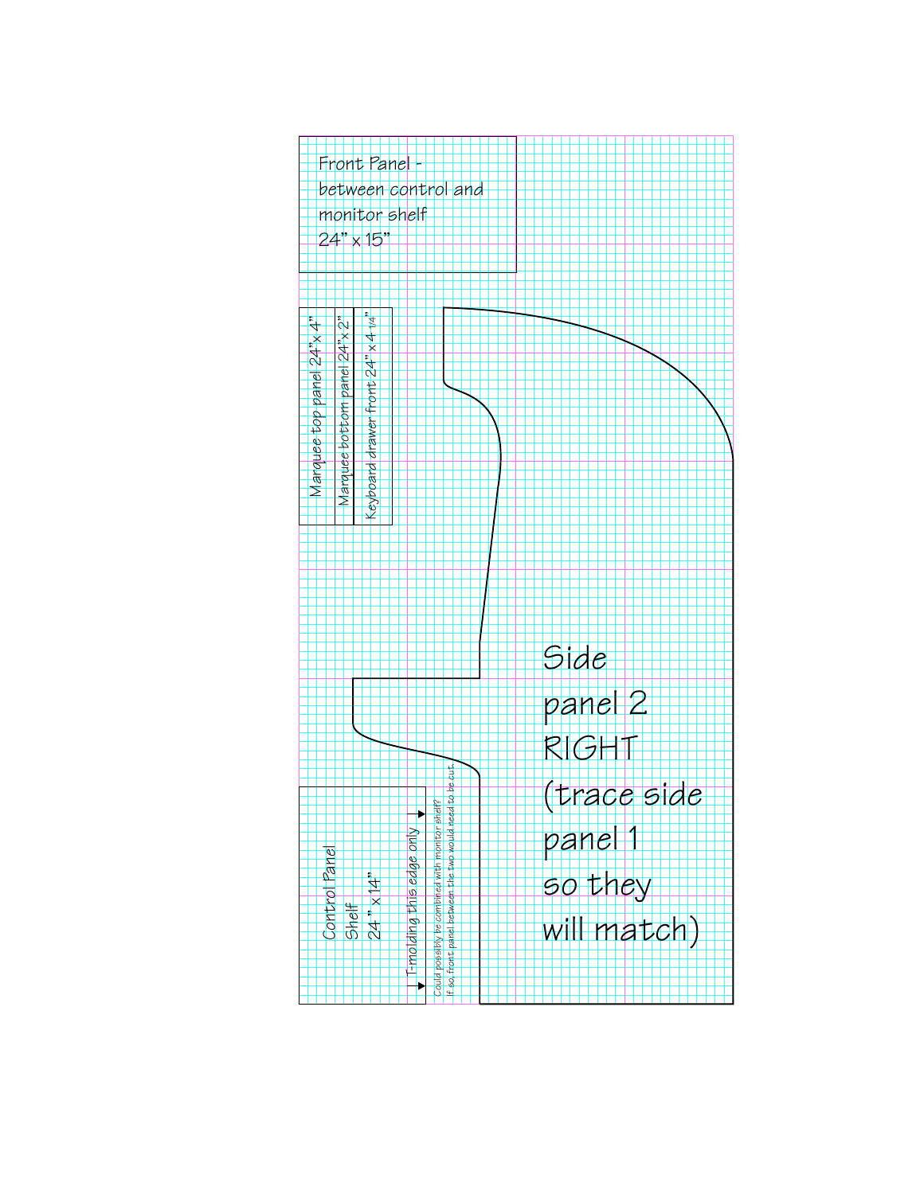Front Panel - between control and monitor shelf 24" x 15"

Marquee top panel 24" x 4"

Marquee bottom panel 24" x 2"

Keyboard drawer front 24" x 4 1/4"

Side panel 2 RIGHT (trace side panel 1 so they will match)

Control Panel Shelf 24" x 14"

T-molding this edge only

Could possibly be combined with monitor shelf? If so, front panel between the two would need to be cut.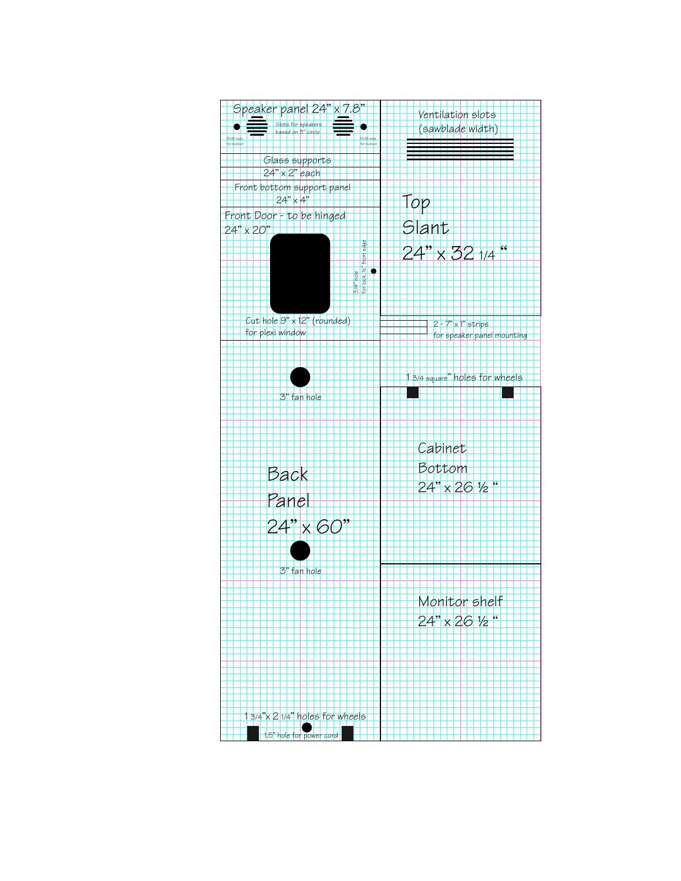Speaker panel 24” x 7.8”

Slots for speakers based on 3” circle

15/16 hole for button

15/16 hole for button

Glass supports 24” x 2” each

Front bottom support panel 24” x 4”

Front Door - to be hinged 24” x 20”

3/4” hole for lock, ½” from edge

Cut hole 9” x 12” (rounded) for plexi window

3” fan hole

Back Panel 24” x 60”

3” fan hole

1 3/4”x 2 1/4” holes for wheels

1.5” hole for power cord

Ventilation slots (sawblade width)

Top Slant 24” x 32 1/4 “

2 - 7” x 1” strips for speaker panel mounting

1 3/4 square” holes for wheels

Cabinet Bottom 24” x 26 ½ “

Monitor shelf 24” x 26 ½ “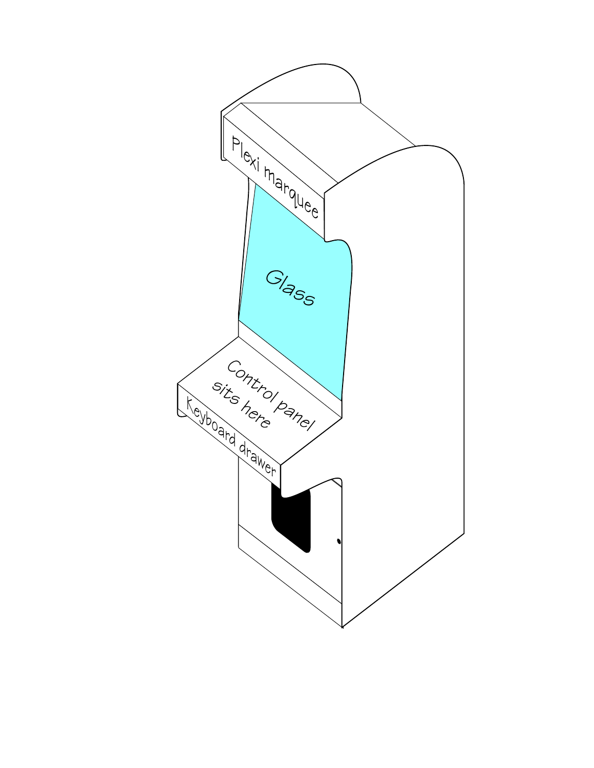Plexi marquee

Glass

Control panel sits here

Keyboard drawer